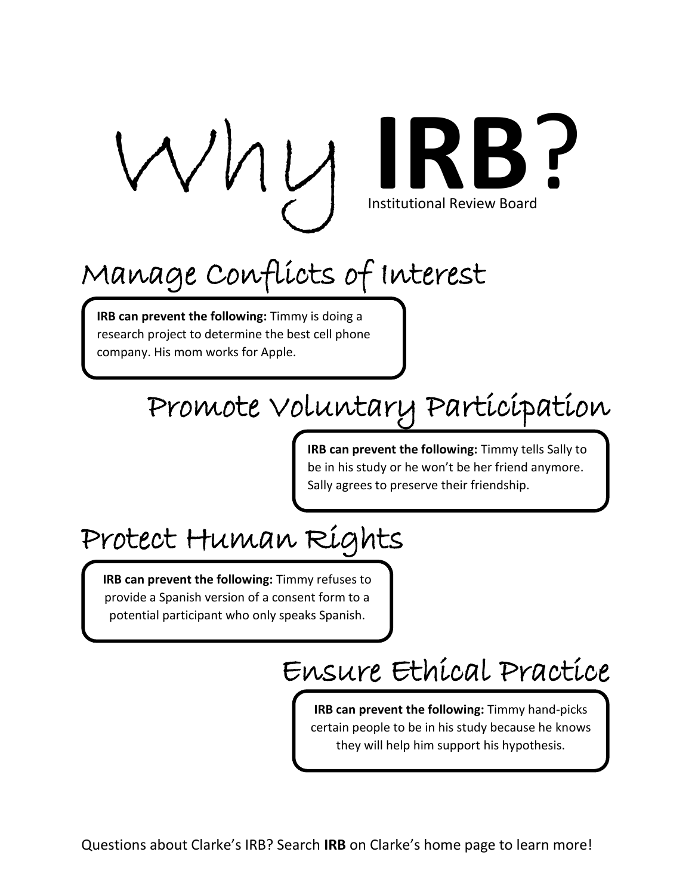# Why IRB?

Institutional Review Board

## Manage Conflicts of Interest

**IRB can prevent the following:** Timmy is doing a research project to determine the best cell phone company. His mom works for Apple.

## Promote Voluntary Participation

**IRB can prevent the following:** Timmy tells Sally to be in his study or he won't be her friend anymore. Sally agrees to preserve their friendship.

## Protect Human Rights

**IRB can prevent the following:** Timmy refuses to provide a Spanish version of a consent form to a potential participant who only speaks Spanish.

## Ensure Ethical Practice

**IRB can prevent the following:** Timmy hand-picks certain people to be in his study because he knows they will help him support his hypothesis.

Questions about Clarke's IRB? Search **IRB** on Clarke's home page to learn more!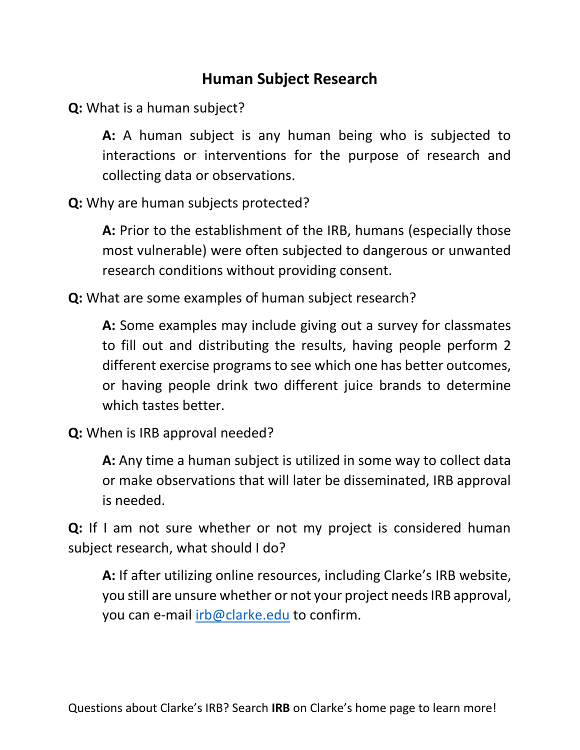# Human Subject Research

**Q:** What is a human subject?

> **A:** A human subject is any human being who is subjected to interactions or interventions for the purpose of research and collecting data or observations.

**Q:** Why are human subjects protected?

> **A:** Prior to the establishment of the IRB, humans (especially those most vulnerable) were often subjected to dangerous or unwanted research conditions without providing consent.

**Q:** What are some examples of human subject research?

> **A:** Some examples may include giving out a survey for classmates to fill out and distributing the results, having people perform 2 different exercise programs to see which one has better outcomes, or having people drink two different juice brands to determine which tastes better.

**Q:** When is IRB approval needed?

> **A:** Any time a human subject is utilized in some way to collect data or make observations that will later be disseminated, IRB approval is needed.

**Q:** If I am not sure whether or not my project is considered human subject research, what should I do?

> **A:** If after utilizing online resources, including Clarke's IRB website, you still are unsure whether or not your project needs IRB approval, you can e-mail irb@clarke.edu to confirm.

Questions about Clarke's IRB? Search **IRB** on Clarke's home page to learn more!